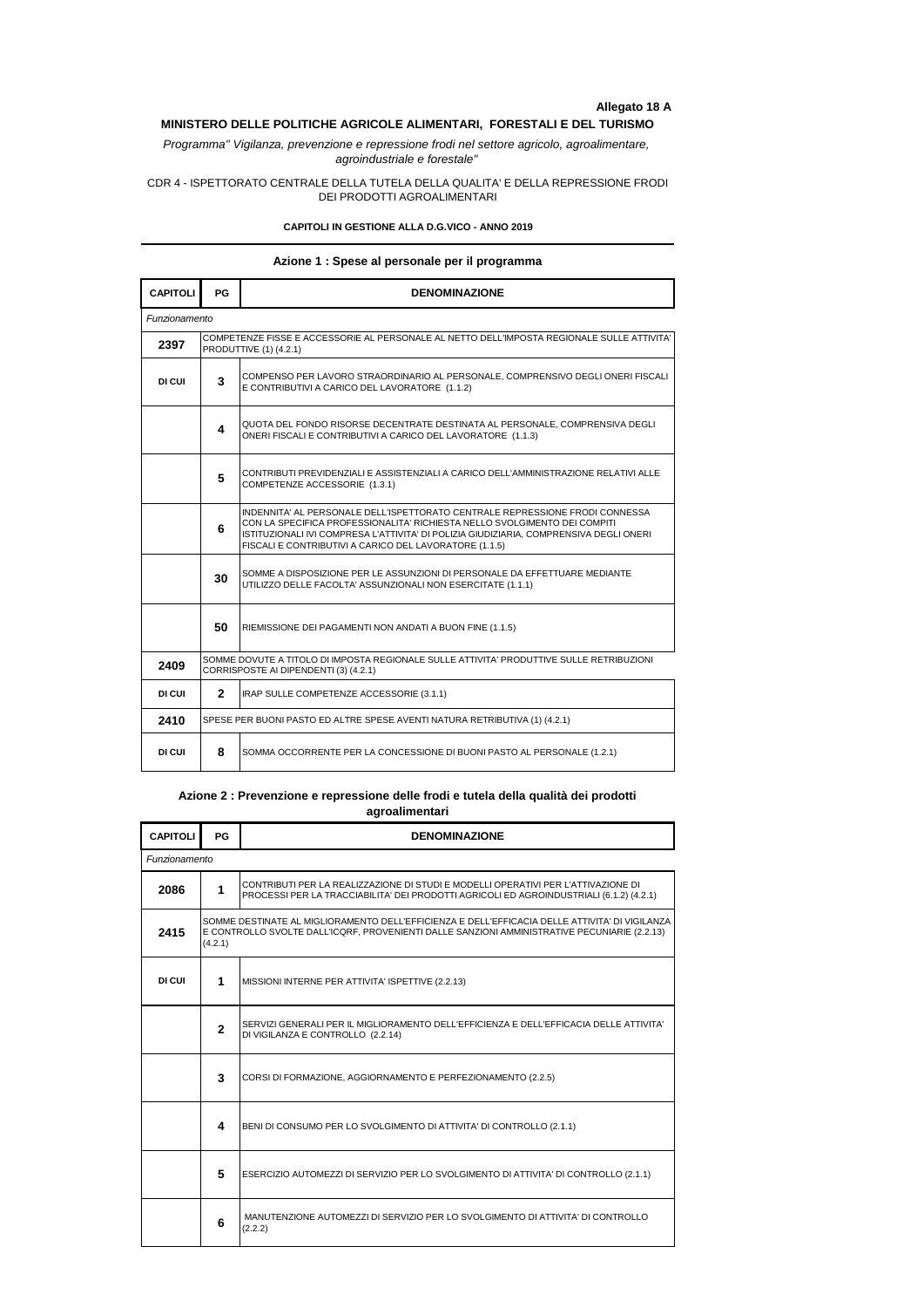**Allegato 18 A**

**MINISTERO DELLE POLITICHE AGRICOLE ALIMENTARI, FORESTALI E DEL TURISMO**

*Programma" Vigilanza, prevenzione e repressione frodi nel settore agricolo, agroalimentare, agroindustriale e forestale"*

CDR 4 - ISPETTORATO CENTRALE DELLA TUTELA DELLA QUALITA' E DELLA REPRESSIONE FRODI DEI PRODOTTI AGROALIMENTARI

**CAPITOLI IN GESTIONE ALLA D.G.VICO - ANNO 2019**

**Azione 1 : Spese al personale per il programma**

| CAPITOLI | PG | DENOMINAZIONE |
|---|---|---|
| *Funzionamento* | | |
| **2397** | COMPETENZE FISSE E ACCESSORIE AL PERSONALE AL NETTO DELL'IMPOSTA REGIONALE SULLE ATTIVITA' PRODUTTIVE (1) (4.2.1) | |
| **DI CUI** | **3** | COMPENSO PER LAVORO STRAORDINARIO AL PERSONALE, COMPRENSIVO DEGLI ONERI FISCALI E CONTRIBUTIVI A CARICO DEL LAVORATORE (1.1.2) |
| | **4** | QUOTA DEL FONDO RISORSE DECENTRATE DESTINATA AL PERSONALE, COMPRENSIVA DEGLI ONERI FISCALI E CONTRIBUTIVI A CARICO DEL LAVORATORE (1.1.3) |
| | **5** | CONTRIBUTI PREVIDENZIALI E ASSISTENZIALI A CARICO DELL'AMMINISTRAZIONE RELATIVI ALLE COMPETENZE ACCESSORIE (1.3.1) |
| | **6** | INDENNITA' AL PERSONALE DELL'ISPETTORATO CENTRALE REPRESSIONE FRODI CONNESSA CON LA SPECIFICA PROFESSIONALITA' RICHIESTA NELLO SVOLGIMENTO DEI COMPITI ISTITUZIONALI IVI COMPRESA L'ATTIVITA' DI POLIZIA GIUDIZIARIA, COMPRENSIVA DEGLI ONERI FISCALI E CONTRIBUTIVI A CARICO DEL LAVORATORE (1.1.5) |
| | **30** | SOMME A DISPOSIZIONE PER LE ASSUNZIONI DI PERSONALE DA EFFETTUARE MEDIANTE UTILIZZO DELLE FACOLTA' ASSUNZIONALI NON ESERCITATE (1.1.1) |
| | **50** | RIEMISSIONE DEI PAGAMENTI NON ANDATI A BUON FINE (1.1.5) |
| **2409** | SOMME DOVUTE A TITOLO DI IMPOSTA REGIONALE SULLE ATTIVITA' PRODUTTIVE SULLE RETRIBUZIONI CORRISPOSTE AI DIPENDENTI (3) (4.2.1) | |
| **DI CUI** | **2** | IRAP SULLE COMPETENZE ACCESSORIE (3.1.1) |
| **2410** | SPESE PER BUONI PASTO ED ALTRE SPESE AVENTI NATURA RETRIBUTIVA (1) (4.2.1) | |
| **DI CUI** | **8** | SOMMA OCCORRENTE PER LA CONCESSIONE DI BUONI PASTO AL PERSONALE (1.2.1) |

**Azione 2 : Prevenzione e repressione delle frodi e tutela della qualità dei prodotti agroalimentari**

| CAPITOLI | PG | DENOMINAZIONE |
|---|---|---|
| *Funzionamento* | | |
| **2086** | **1** | CONTRIBUTI PER LA REALIZZAZIONE DI STUDI E MODELLI OPERATIVI PER L'ATTIVAZIONE DI PROCESSI PER LA TRACCIABILITA' DEI PRODOTTI AGRICOLI ED AGROINDUSTRIALI (6.1.2) (4.2.1) |
| **2415** | SOMME DESTINATE AL MIGLIORAMENTO DELL'EFFICIENZA E DELL'EFFICACIA DELLE ATTIVITA' DI VIGILANZA E CONTROLLO SVOLTE DALL'ICQRF, PROVENIENTI DALLE SANZIONI AMMINISTRATIVE PECUNIARIE (2.2.13) (4.2.1) | |
| **DI CUI** | **1** | MISSIONI INTERNE PER ATTIVITA' ISPETTIVE (2.2.13) |
| | **2** | SERVIZI GENERALI PER IL MIGLIORAMENTO DELL'EFFICIENZA E DELL'EFFICACIA DELLE ATTIVITA' DI VIGILANZA E CONTROLLO (2.2.14) |
| | **3** | CORSI DI FORMAZIONE, AGGIORNAMENTO E PERFEZIONAMENTO (2.2.5) |
| | **4** | BENI DI CONSUMO PER LO SVOLGIMENTO DI ATTIVITA' DI CONTROLLO (2.1.1) |
| | **5** | ESERCIZIO AUTOMEZZI DI SERVIZIO PER LO SVOLGIMENTO DI ATTIVITA' DI CONTROLLO (2.1.1) |
| | **6** | MANUTENZIONE AUTOMEZZI DI SERVIZIO PER LO SVOLGIMENTO DI ATTIVITA' DI CONTROLLO (2.2.2) |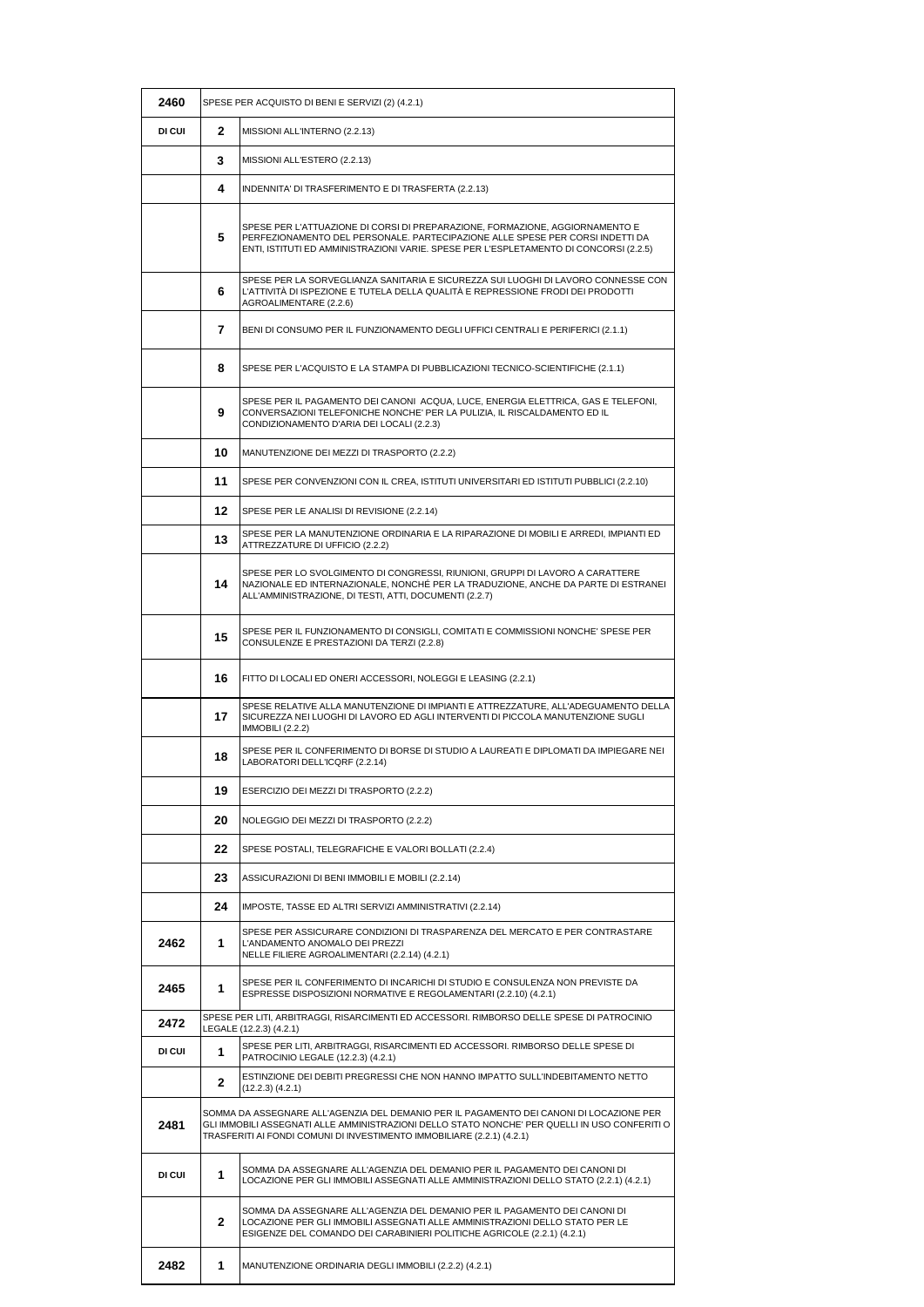| | | |
|---|---|---|
| **2460** | SPESE PER ACQUISTO DI BENI E SERVIZI (2) (4.2.1) | |
| **DI CUI** | **2** | MISSIONI ALL'INTERNO (2.2.13) |
| | **3** | MISSIONI ALL'ESTERO (2.2.13) |
| | **4** | INDENNITA' DI TRASFERIMENTO E DI TRASFERTA (2.2.13) |
| | **5** | SPESE PER L'ATTUAZIONE DI CORSI DI PREPARAZIONE, FORMAZIONE, AGGIORNAMENTO E PERFEZIONAMENTO DEL PERSONALE. PARTECIPAZIONE ALLE SPESE PER CORSI INDETTI DA ENTI, ISTITUTI ED AMMINISTRAZIONI VARIE. SPESE PER L'ESPLETAMENTO DI CONCORSI (2.2.5) |
| | **6** | SPESE PER LA SORVEGLIANZA SANITARIA E SICUREZZA SUI LUOGHI DI LAVORO CONNESSE CON L'ATTIVITÀ DI ISPEZIONE E TUTELA DELLA QUALITÀ E REPRESSIONE FRODI DEI PRODOTTI AGROALIMENTARE (2.2.6) |
| | **7** | BENI DI CONSUMO PER IL FUNZIONAMENTO DEGLI UFFICI CENTRALI E PERIFERICI (2.1.1) |
| | **8** | SPESE PER L'ACQUISTO E LA STAMPA DI PUBBLICAZIONI TECNICO-SCIENTIFICHE (2.1.1) |
| | **9** | SPESE PER IL PAGAMENTO DEI CANONI ACQUA, LUCE, ENERGIA ELETTRICA, GAS E TELEFONI, CONVERSAZIONI TELEFONICHE NONCHE' PER LA PULIZIA, IL RISCALDAMENTO ED IL CONDIZIONAMENTO D'ARIA DEI LOCALI (2.2.3) |
| | **10** | MANUTENZIONE DEI MEZZI DI TRASPORTO (2.2.2) |
| | **11** | SPESE PER CONVENZIONI CON IL CREA, ISTITUTI UNIVERSITARI ED ISTITUTI PUBBLICI (2.2.10) |
| | **12** | SPESE PER LE ANALISI DI REVISIONE (2.2.14) |
| | **13** | SPESE PER LA MANUTENZIONE ORDINARIA E LA RIPARAZIONE DI MOBILI E ARREDI, IMPIANTI ED ATTREZZATURE DI UFFICIO (2.2.2) |
| | **14** | SPESE PER LO SVOLGIMENTO DI CONGRESSI, RIUNIONI, GRUPPI DI LAVORO A CARATTERE NAZIONALE ED INTERNAZIONALE, NONCHÉ PER LA TRADUZIONE, ANCHE DA PARTE DI ESTRANEI ALL'AMMINISTRAZIONE, DI TESTI, ATTI, DOCUMENTI (2.2.7) |
| | **15** | SPESE PER IL FUNZIONAMENTO DI CONSIGLI, COMITATI E COMMISSIONI NONCHE' SPESE PER CONSULENZE E PRESTAZIONI DA TERZI (2.2.8) |
| | **16** | FITTO DI LOCALI ED ONERI ACCESSORI, NOLEGGI E LEASING (2.2.1) |
| | **17** | SPESE RELATIVE ALLA MANUTENZIONE DI IMPIANTI E ATTREZZATURE, ALL'ADEGUAMENTO DELLA SICUREZZA NEI LUOGHI DI LAVORO ED AGLI INTERVENTI DI PICCOLA MANUTENZIONE SUGLI IMMOBILI (2.2.2) |
| | **18** | SPESE PER IL CONFERIMENTO DI BORSE DI STUDIO A LAUREATI E DIPLOMATI DA IMPIEGARE NEI LABORATORI DELL'ICQRF (2.2.14) |
| | **19** | ESERCIZIO DEI MEZZI DI TRASPORTO (2.2.2) |
| | **20** | NOLEGGIO DEI MEZZI DI TRASPORTO (2.2.2) |
| | **22** | SPESE POSTALI, TELEGRAFICHE E VALORI BOLLATI (2.2.4) |
| | **23** | ASSICURAZIONI DI BENI IMMOBILI E MOBILI (2.2.14) |
| | **24** | IMPOSTE, TASSE ED ALTRI SERVIZI AMMINISTRATIVI (2.2.14) |
| **2462** | **1** | SPESE PER ASSICURARE CONDIZIONI DI TRASPARENZA DEL MERCATO E PER CONTRASTARE L'ANDAMENTO ANOMALO DEI PREZZI NELLE FILIERE AGROALIMENTARI (2.2.14) (4.2.1) |
| **2465** | **1** | SPESE PER IL CONFERIMENTO DI INCARICHI DI STUDIO E CONSULENZA NON PREVISTE DA ESPRESSE DISPOSIZIONI NORMATIVE E REGOLAMENTARI (2.2.10) (4.2.1) |
| **2472** | SPESE PER LITI, ARBITRAGGI, RISARCIMENTI ED ACCESSORI. RIMBORSO DELLE SPESE DI PATROCINIO LEGALE (12.2.3) (4.2.1) | |
| **DI CUI** | **1** | SPESE PER LITI, ARBITRAGGI, RISARCIMENTI ED ACCESSORI. RIMBORSO DELLE SPESE DI PATROCINIO LEGALE (12.2.3) (4.2.1) |
| | **2** | ESTINZIONE DEI DEBITI PREGRESSI CHE NON HANNO IMPATTO SULL'INDEBITAMENTO NETTO (12.2.3) (4.2.1) |
| **2481** | SOMMA DA ASSEGNARE ALL'AGENZIA DEL DEMANIO PER IL PAGAMENTO DEI CANONI DI LOCAZIONE PER GLI IMMOBILI ASSEGNATI ALLE AMMINISTRAZIONI DELLO STATO NONCHE' PER QUELLI IN USO CONFERITI O TRASFERITI AI FONDI COMUNI DI INVESTIMENTO IMMOBILIARE (2.2.1) (4.2.1) | |
| **DI CUI** | **1** | SOMMA DA ASSEGNARE ALL'AGENZIA DEL DEMANIO PER IL PAGAMENTO DEI CANONI DI LOCAZIONE PER GLI IMMOBILI ASSEGNATI ALLE AMMINISTRAZIONI DELLO STATO (2.2.1) (4.2.1) |
| | **2** | SOMMA DA ASSEGNARE ALL'AGENZIA DEL DEMANIO PER IL PAGAMENTO DEI CANONI DI LOCAZIONE PER GLI IMMOBILI ASSEGNATI ALLE AMMINISTRAZIONI DELLO STATO PER LE ESIGENZE DEL COMANDO DEI CARABINIERI POLITICHE AGRICOLE (2.2.1) (4.2.1) |
| **2482** | **1** | MANUTENZIONE ORDINARIA DEGLI IMMOBILI (2.2.2) (4.2.1) |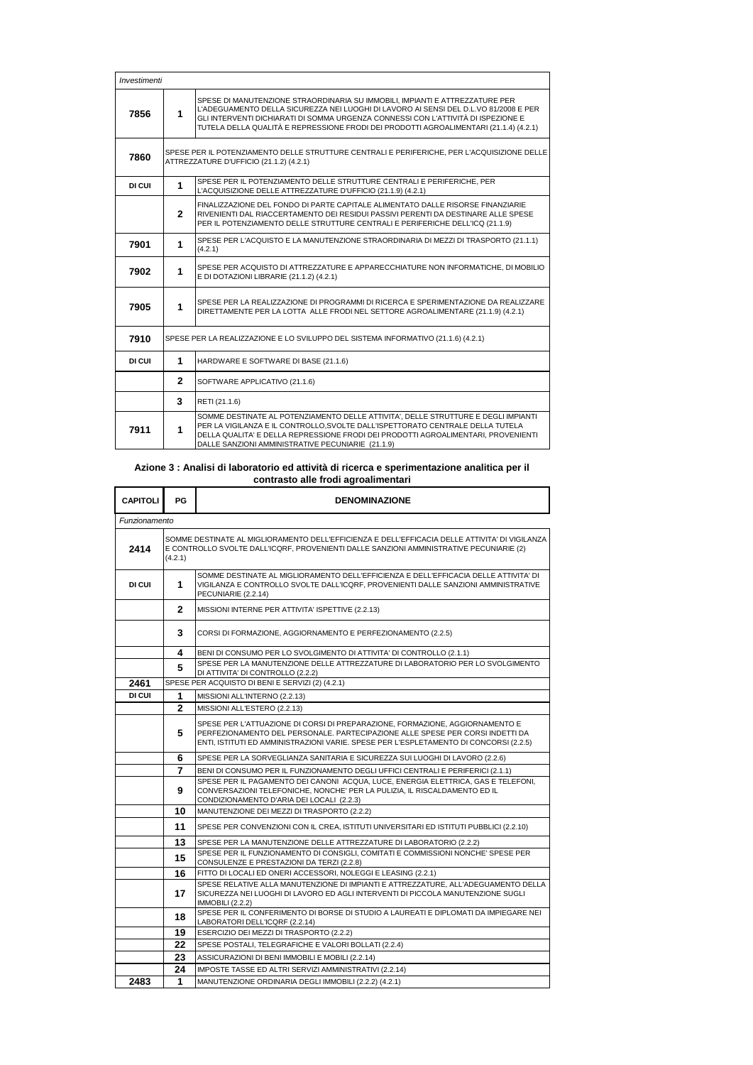| | | |
|---|---|---|
| *Investimenti* | | |
| **7856** | **1** | SPESE DI MANUTENZIONE STRAORDINARIA SU IMMOBILI, IMPIANTI E ATTREZZATURE PER L'ADEGUAMENTO DELLA SICUREZZA NEI LUOGHI DI LAVORO AI SENSI DEL D.L.VO 81/2008 E PER GLI INTERVENTI DICHIARATI DI SOMMA URGENZA CONNESSI CON L'ATTIVITÀ DI ISPEZIONE E TUTELA DELLA QUALITÀ E REPRESSIONE FRODI DEI PRODOTTI AGROALIMENTARI (21.1.4) (4.2.1) |
| **7860** | SPESE PER IL POTENZIAMENTO DELLE STRUTTURE CENTRALI E PERIFERICHE, PER L'ACQUISIZIONE DELLE ATTREZZATURE D'UFFICIO (21.1.2) (4.2.1) | |
| **DI CUI** | **1** | SPESE PER IL POTENZIAMENTO DELLE STRUTTURE CENTRALI E PERIFERICHE, PER L'ACQUISIZIONE DELLE ATTREZZATURE D'UFFICIO (21.1.9) (4.2.1) |
| | **2** | FINALIZZAZIONE DEL FONDO DI PARTE CAPITALE ALIMENTATO DALLE RISORSE FINANZIARIE RIVENIENTI DAL RIACCERTAMENTO DEI RESIDUI PASSIVI PERENTI DA DESTINARE ALLE SPESE PER IL POTENZIAMENTO DELLE STRUTTURE CENTRALI E PERIFERICHE DELL'ICQ (21.1.9) |
| **7901** | **1** | SPESE PER L'ACQUISTO E LA MANUTENZIONE STRAORDINARIA DI MEZZI DI TRASPORTO (21.1.1) (4.2.1) |
| **7902** | **1** | SPESE PER ACQUISTO DI ATTREZZATURE E APPARECCHIATURE NON INFORMATICHE, DI MOBILIO E DI DOTAZIONI LIBRARIE (21.1.2) (4.2.1) |
| **7905** | **1** | SPESE PER LA REALIZZAZIONE DI PROGRAMMI DI RICERCA E SPERIMENTAZIONE DA REALIZZARE DIRETTAMENTE PER LA LOTTA ALLE FRODI NEL SETTORE AGROALIMENTARE (21.1.9) (4.2.1) |
| **7910** | SPESE PER LA REALIZZAZIONE E LO SVILUPPO DEL SISTEMA INFORMATIVO (21.1.6) (4.2.1) | |
| **DI CUI** | **1** | HARDWARE E SOFTWARE DI BASE (21.1.6) |
| | **2** | SOFTWARE APPLICATIVO (21.1.6) |
| | **3** | RETI (21.1.6) |
| **7911** | **1** | SOMME DESTINATE AL POTENZIAMENTO DELLE ATTIVITA', DELLE STRUTTURE E DEGLI IMPIANTI PER LA VIGILANZA E IL CONTROLLO,SVOLTE DALL'ISPETTORATO CENTRALE DELLA TUTELA DELLA QUALITA' E DELLA REPRESSIONE FRODI DEI PRODOTTI AGROALIMENTARI, PROVENIENTI DALLE SANZIONI AMMINISTRATIVE PECUNIARIE (21.1.9) |

**Azione 3 : Analisi di laboratorio ed attività di ricerca e sperimentazione analitica per il contrasto alle frodi agroalimentari**

| CAPITOLI | PG | DENOMINAZIONE |
|---|---|---|
| *Funzionamento* | | |
| **2414** | SOMME DESTINATE AL MIGLIORAMENTO DELL'EFFICIENZA E DELL'EFFICACIA DELLE ATTIVITA' DI VIGILANZA E CONTROLLO SVOLTE DALL'ICQRF, PROVENIENTI DALLE SANZIONI AMMINISTRATIVE PECUNIARIE (2) (4.2.1) | |
| **DI CUI** | **1** | SOMME DESTINATE AL MIGLIORAMENTO DELL'EFFICIENZA E DELL'EFFICACIA DELLE ATTIVITA' DI VIGILANZA E CONTROLLO SVOLTE DALL'ICQRF, PROVENIENTI DALLE SANZIONI AMMINISTRATIVE PECUNIARIE (2.2.14) |
| | **2** | MISSIONI INTERNE PER ATTIVITA' ISPETTIVE (2.2.13) |
| | **3** | CORSI DI FORMAZIONE, AGGIORNAMENTO E PERFEZIONAMENTO (2.2.5) |
| | **4** | BENI DI CONSUMO PER LO SVOLGIMENTO DI ATTIVITA' DI CONTROLLO (2.1.1) |
| | **5** | SPESE PER LA MANUTENZIONE DELLE ATTREZZATURE DI LABORATORIO PER LO SVOLGIMENTO DI ATTIVITA' DI CONTROLLO (2.2.2) |
| **2461** | SPESE PER ACQUISTO DI BENI E SERVIZI (2) (4.2.1) | |
| **DI CUI** | **1** | MISSIONI ALL'INTERNO (2.2.13) |
| | **2** | MISSIONI ALL'ESTERO (2.2.13) |
| | **5** | SPESE PER L'ATTUAZIONE DI CORSI DI PREPARAZIONE, FORMAZIONE, AGGIORNAMENTO E PERFEZIONAMENTO DEL PERSONALE. PARTECIPAZIONE ALLE SPESE PER CORSI INDETTI DA ENTI, ISTITUTI ED AMMINISTRAZIONI VARIE. SPESE PER L'ESPLETAMENTO DI CONCORSI (2.2.5) |
| | **6** | SPESE PER LA SORVEGLIANZA SANITARIA E SICUREZZA SUI LUOGHI DI LAVORO (2.2.6) |
| | **7** | BENI DI CONSUMO PER IL FUNZIONAMENTO DEGLI UFFICI CENTRALI E PERIFERICI (2.1.1) |
| | **9** | SPESE PER IL PAGAMENTO DEI CANONI ACQUA, LUCE, ENERGIA ELETTRICA, GAS E TELEFONI, CONVERSAZIONI TELEFONICHE, NONCHE' PER LA PULIZIA, IL RISCALDAMENTO ED IL CONDIZIONAMENTO D'ARIA DEI LOCALI (2.2.3) |
| | **10** | MANUTENZIONE DEI MEZZI DI TRASPORTO (2.2.2) |
| | **11** | SPESE PER CONVENZIONI CON IL CREA, ISTITUTI UNIVERSITARI ED ISTITUTI PUBBLICI (2.2.10) |
| | **13** | SPESE PER LA MANUTENZIONE DELLE ATTREZZATURE DI LABORATORIO (2.2.2) |
| | **15** | SPESE PER IL FUNZIONAMENTO DI CONSIGLI, COMITATI E COMMISSIONI NONCHE' SPESE PER CONSULENZE E PRESTAZIONI DA TERZI (2.2.8) |
| | **16** | FITTO DI LOCALI ED ONERI ACCESSORI, NOLEGGI E LEASING (2.2.1) |
| | **17** | SPESE RELATIVE ALLA MANUTENZIONE DI IMPIANTI E ATTREZZATURE, ALL'ADEGUAMENTO DELLA SICUREZZA NEI LUOGHI DI LAVORO ED AGLI INTERVENTI DI PICCOLA MANUTENZIONE SUGLI IMMOBILI (2.2.2) |
| | **18** | SPESE PER IL CONFERIMENTO DI BORSE DI STUDIO A LAUREATI E DIPLOMATI DA IMPIEGARE NEI LABORATORI DELL'ICQRF (2.2.14) |
| | **19** | ESERCIZIO DEI MEZZI DI TRASPORTO (2.2.2) |
| | **22** | SPESE POSTALI, TELEGRAFICHE E VALORI BOLLATI (2.2.4) |
| | **23** | ASSICURAZIONI DI BENI IMMOBILI E MOBILI (2.2.14) |
| | **24** | IMPOSTE TASSE ED ALTRI SERVIZI AMMINISTRATIVI (2.2.14) |
| **2483** | **1** | MANUTENZIONE ORDINARIA DEGLI IMMOBILI (2.2.2) (4.2.1) |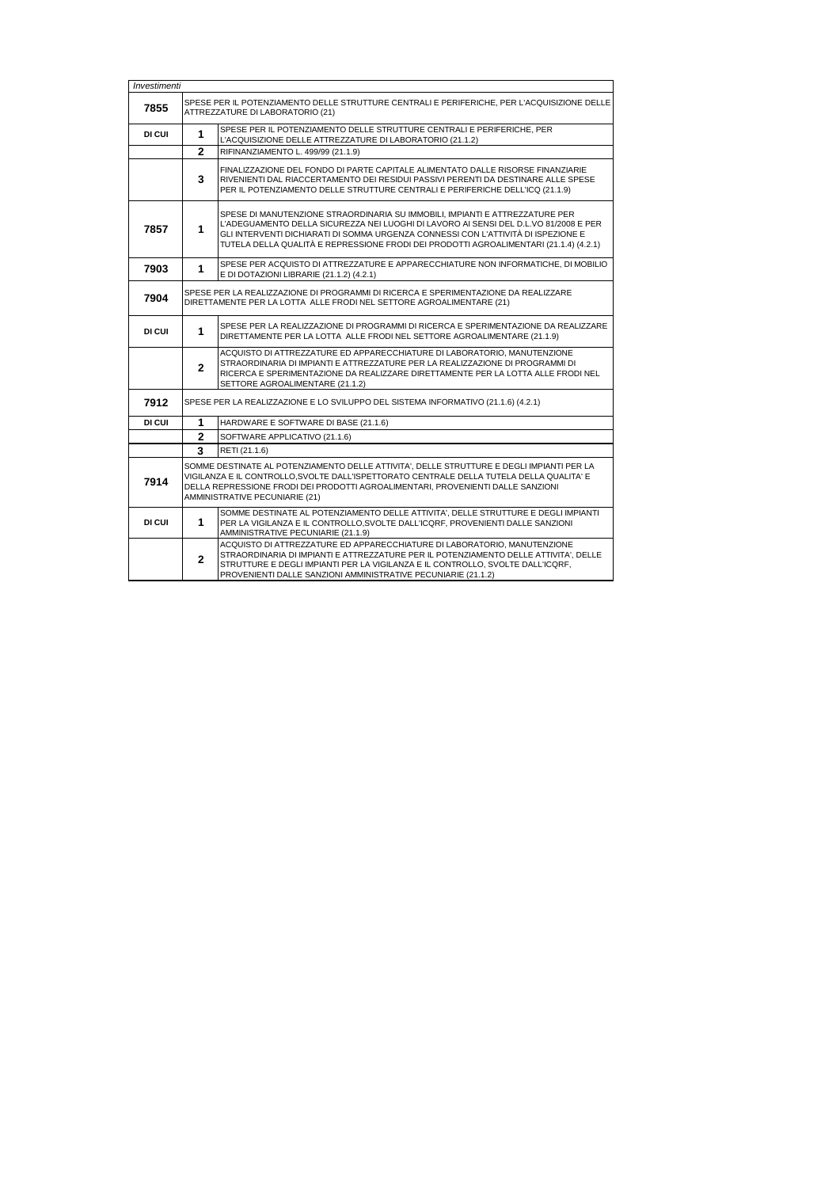| *Investimenti* | | |
|---|---|---|
| **7855** | SPESE PER IL POTENZIAMENTO DELLE STRUTTURE CENTRALI E PERIFERICHE, PER L'ACQUISIZIONE DELLE ATTREZZATURE DI LABORATORIO (21) | |
| **DI CUI** | **1** | SPESE PER IL POTENZIAMENTO DELLE STRUTTURE CENTRALI E PERIFERICHE, PER L'ACQUISIZIONE DELLE ATTREZZATURE DI LABORATORIO (21.1.2) |
| | **2** | RIFINANZIAMENTO L. 499/99 (21.1.9) |
| | **3** | FINALIZZAZIONE DEL FONDO DI PARTE CAPITALE ALIMENTATO DALLE RISORSE FINANZIARIE RIVENIENTI DAL RIACCERTAMENTO DEI RESIDUI PASSIVI PERENTI DA DESTINARE ALLE SPESE PER IL POTENZIAMENTO DELLE STRUTTURE CENTRALI E PERIFERICHE DELL'ICQ (21.1.9) |
| **7857** | **1** | SPESE DI MANUTENZIONE STRAORDINARIA SU IMMOBILI, IMPIANTI E ATTREZZATURE PER L'ADEGUAMENTO DELLA SICUREZZA NEI LUOGHI DI LAVORO AI SENSI DEL D.L.VO 81/2008 E PER GLI INTERVENTI DICHIARATI DI SOMMA URGENZA CONNESSI CON L'ATTIVITÀ DI ISPEZIONE E TUTELA DELLA QUALITÀ E REPRESSIONE FRODI DEI PRODOTTI AGROALIMENTARI (21.1.4) (4.2.1) |
| **7903** | **1** | SPESE PER ACQUISTO DI ATTREZZATURE E APPARECCHIATURE NON INFORMATICHE, DI MOBILIO E DI DOTAZIONI LIBRARIE (21.1.2) (4.2.1) |
| **7904** | SPESE PER LA REALIZZAZIONE DI PROGRAMMI DI RICERCA E SPERIMENTAZIONE DA REALIZZARE DIRETTAMENTE PER LA LOTTA ALLE FRODI NEL SETTORE AGROALIMENTARE (21) | |
| **DI CUI** | **1** | SPESE PER LA REALIZZAZIONE DI PROGRAMMI DI RICERCA E SPERIMENTAZIONE DA REALIZZARE DIRETTAMENTE PER LA LOTTA ALLE FRODI NEL SETTORE AGROALIMENTARE (21.1.9) |
| | **2** | ACQUISTO DI ATTREZZATURE ED APPARECCHIATURE DI LABORATORIO, MANUTENZIONE STRAORDINARIA DI IMPIANTI E ATTREZZATURE PER LA REALIZZAZIONE DI PROGRAMMI DI RICERCA E SPERIMENTAZIONE DA REALIZZARE DIRETTAMENTE PER LA LOTTA ALLE FRODI NEL SETTORE AGROALIMENTARE (21.1.2) |
| **7912** | SPESE PER LA REALIZZAZIONE E LO SVILUPPO DEL SISTEMA INFORMATIVO (21.1.6) (4.2.1) | |
| **DI CUI** | **1** | HARDWARE E SOFTWARE DI BASE (21.1.6) |
| | **2** | SOFTWARE APPLICATIVO (21.1.6) |
| | **3** | RETI (21.1.6) |
| **7914** | SOMME DESTINATE AL POTENZIAMENTO DELLE ATTIVITA', DELLE STRUTTURE E DEGLI IMPIANTI PER LA VIGILANZA E IL CONTROLLO,SVOLTE DALL'ISPETTORATO CENTRALE DELLA TUTELA DELLA QUALITA' E DELLA REPRESSIONE FRODI DEI PRODOTTI AGROALIMENTARI, PROVENIENTI DALLE SANZIONI AMMINISTRATIVE PECUNIARIE (21) | |
| **DI CUI** | **1** | SOMME DESTINATE AL POTENZIAMENTO DELLE ATTIVITA', DELLE STRUTTURE E DEGLI IMPIANTI PER LA VIGILANZA E IL CONTROLLO,SVOLTE DALL'ICQRF, PROVENIENTI DALLE SANZIONI AMMINISTRATIVE PECUNIARIE (21.1.9) |
| | **2** | ACQUISTO DI ATTREZZATURE ED APPARECCHIATURE DI LABORATORIO, MANUTENZIONE STRAORDINARIA DI IMPIANTI E ATTREZZATURE PER IL POTENZIAMENTO DELLE ATTIVITA', DELLE STRUTTURE E DEGLI IMPIANTI PER LA VIGILANZA E IL CONTROLLO, SVOLTE DALL'ICQRF, PROVENIENTI DALLE SANZIONI AMMINISTRATIVE PECUNIARIE (21.1.2) |